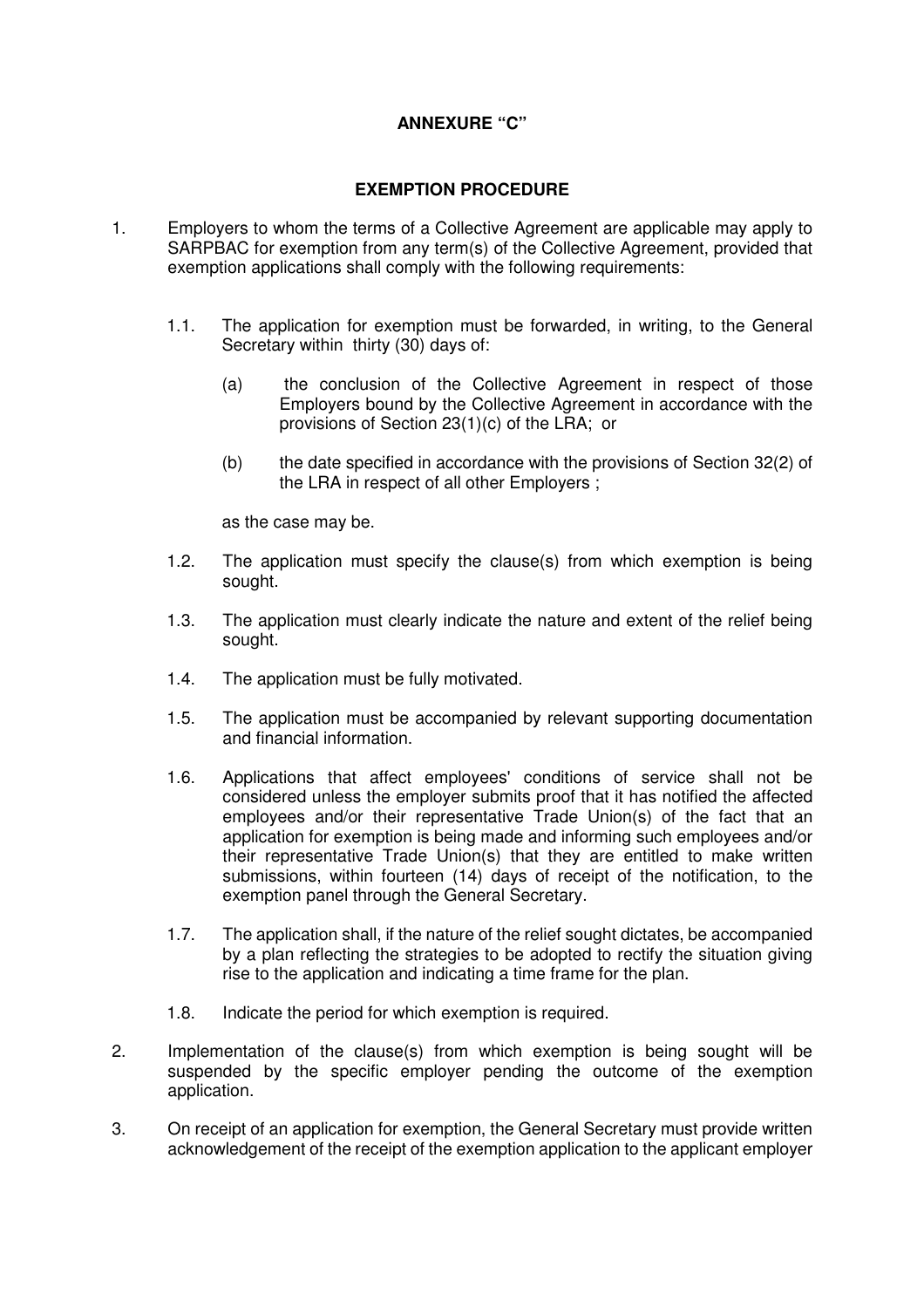**ANNEXURE "C"**

**EXEMPTION PROCEDURE**

1. Employers to whom the terms of a Collective Agreement are applicable may apply to SARPBAC for exemption from any term(s) of the Collective Agreement, provided that exemption applications shall comply with the following requirements:

   1.1. The application for exemption must be forwarded, in writing, to the General Secretary within thirty (30) days of:

      (a) the conclusion of the Collective Agreement in respect of those Employers bound by the Collective Agreement in accordance with the provisions of Section 23(1)(c) of the LRA; or

      (b) the date specified in accordance with the provisions of Section 32(2) of the LRA in respect of all other Employers ;

      as the case may be.

   1.2. The application must specify the clause(s) from which exemption is being sought.

   1.3. The application must clearly indicate the nature and extent of the relief being sought.

   1.4. The application must be fully motivated.

   1.5. The application must be accompanied by relevant supporting documentation and financial information.

   1.6. Applications that affect employees' conditions of service shall not be considered unless the employer submits proof that it has notified the affected employees and/or their representative Trade Union(s) of the fact that an application for exemption is being made and informing such employees and/or their representative Trade Union(s) that they are entitled to make written submissions, within fourteen (14) days of receipt of the notification, to the exemption panel through the General Secretary.

   1.7. The application shall, if the nature of the relief sought dictates, be accompanied by a plan reflecting the strategies to be adopted to rectify the situation giving rise to the application and indicating a time frame for the plan.

   1.8. Indicate the period for which exemption is required.

2. Implementation of the clause(s) from which exemption is being sought will be suspended by the specific employer pending the outcome of the exemption application.

3. On receipt of an application for exemption, the General Secretary must provide written acknowledgement of the receipt of the exemption application to the applicant employer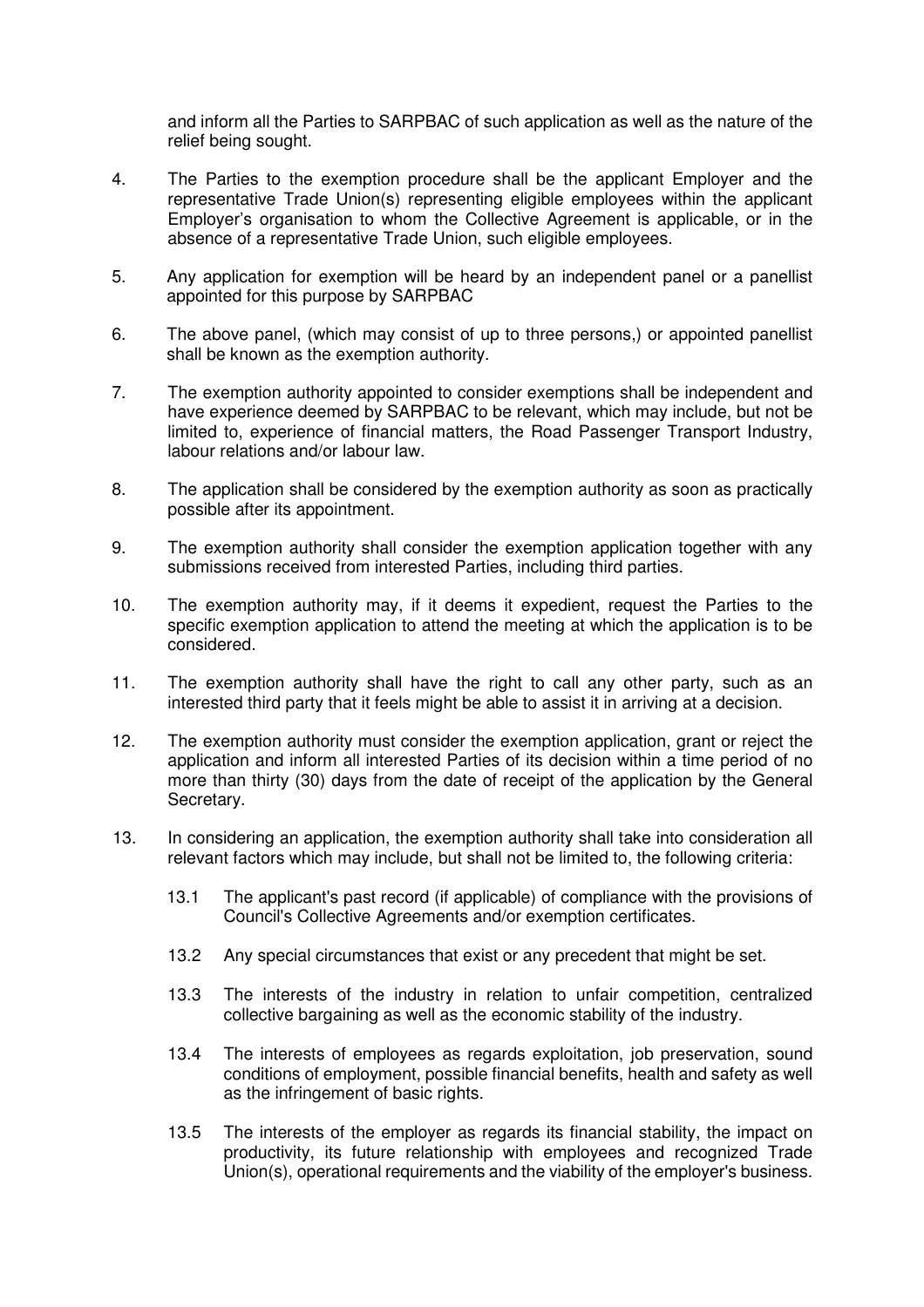and inform all the Parties to SARPBAC of such application as well as the nature of the relief being sought.

4. The Parties to the exemption procedure shall be the applicant Employer and the representative Trade Union(s) representing eligible employees within the applicant Employer's organisation to whom the Collective Agreement is applicable, or in the absence of a representative Trade Union, such eligible employees.

5. Any application for exemption will be heard by an independent panel or a panellist appointed for this purpose by SARPBAC

6. The above panel, (which may consist of up to three persons,) or appointed panellist shall be known as the exemption authority.

7. The exemption authority appointed to consider exemptions shall be independent and have experience deemed by SARPBAC to be relevant, which may include, but not be limited to, experience of financial matters, the Road Passenger Transport Industry, labour relations and/or labour law.

8. The application shall be considered by the exemption authority as soon as practically possible after its appointment.

9. The exemption authority shall consider the exemption application together with any submissions received from interested Parties, including third parties.

10. The exemption authority may, if it deems it expedient, request the Parties to the specific exemption application to attend the meeting at which the application is to be considered.

11. The exemption authority shall have the right to call any other party, such as an interested third party that it feels might be able to assist it in arriving at a decision.

12. The exemption authority must consider the exemption application, grant or reject the application and inform all interested Parties of its decision within a time period of no more than thirty (30) days from the date of receipt of the application by the General Secretary.

13. In considering an application, the exemption authority shall take into consideration all relevant factors which may include, but shall not be limited to, the following criteria:

    13.1 The applicant's past record (if applicable) of compliance with the provisions of Council's Collective Agreements and/or exemption certificates.

    13.2 Any special circumstances that exist or any precedent that might be set.

    13.3 The interests of the industry in relation to unfair competition, centralized collective bargaining as well as the economic stability of the industry.

    13.4 The interests of employees as regards exploitation, job preservation, sound conditions of employment, possible financial benefits, health and safety as well as the infringement of basic rights.

    13.5 The interests of the employer as regards its financial stability, the impact on productivity, its future relationship with employees and recognized Trade Union(s), operational requirements and the viability of the employer's business.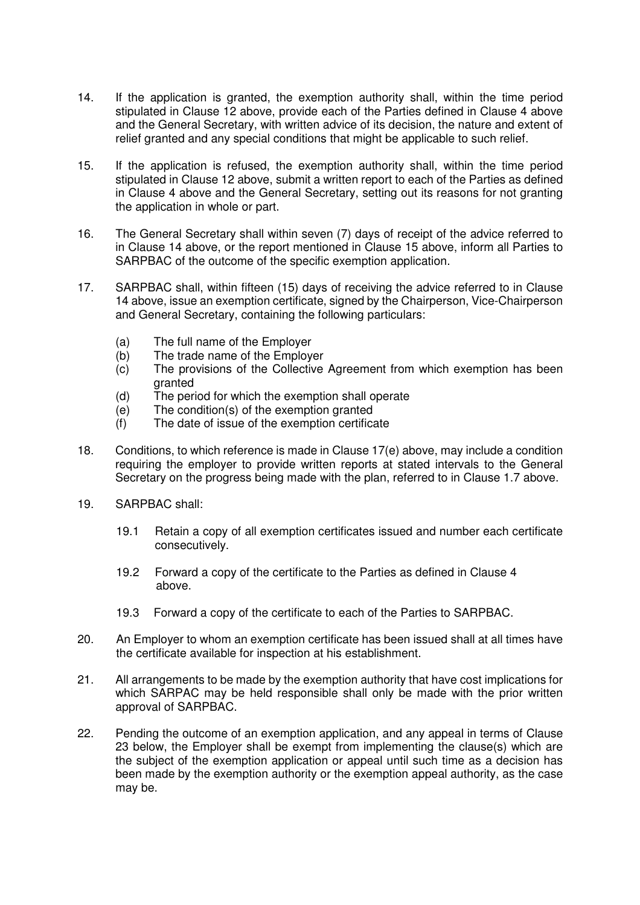14. If the application is granted, the exemption authority shall, within the time period stipulated in Clause 12 above, provide each of the Parties defined in Clause 4 above and the General Secretary, with written advice of its decision, the nature and extent of relief granted and any special conditions that might be applicable to such relief.

15. If the application is refused, the exemption authority shall, within the time period stipulated in Clause 12 above, submit a written report to each of the Parties as defined in Clause 4 above and the General Secretary, setting out its reasons for not granting the application in whole or part.

16. The General Secretary shall within seven (7) days of receipt of the advice referred to in Clause 14 above, or the report mentioned in Clause 15 above, inform all Parties to SARPBAC of the outcome of the specific exemption application.

17. SARPBAC shall, within fifteen (15) days of receiving the advice referred to in Clause 14 above, issue an exemption certificate, signed by the Chairperson, Vice-Chairperson and General Secretary, containing the following particulars:

    (a) The full name of the Employer
    (b) The trade name of the Employer
    (c) The provisions of the Collective Agreement from which exemption has been granted
    (d) The period for which the exemption shall operate
    (e) The condition(s) of the exemption granted
    (f) The date of issue of the exemption certificate

18. Conditions, to which reference is made in Clause 17(e) above, may include a condition requiring the employer to provide written reports at stated intervals to the General Secretary on the progress being made with the plan, referred to in Clause 1.7 above.

19. SARPBAC shall:

    19.1 Retain a copy of all exemption certificates issued and number each certificate consecutively.

    19.2 Forward a copy of the certificate to the Parties as defined in Clause 4 above.

    19.3 Forward a copy of the certificate to each of the Parties to SARPBAC.

20. An Employer to whom an exemption certificate has been issued shall at all times have the certificate available for inspection at his establishment.

21. All arrangements to be made by the exemption authority that have cost implications for which SARPAC may be held responsible shall only be made with the prior written approval of SARPBAC.

22. Pending the outcome of an exemption application, and any appeal in terms of Clause 23 below, the Employer shall be exempt from implementing the clause(s) which are the subject of the exemption application or appeal until such time as a decision has been made by the exemption authority or the exemption appeal authority, as the case may be.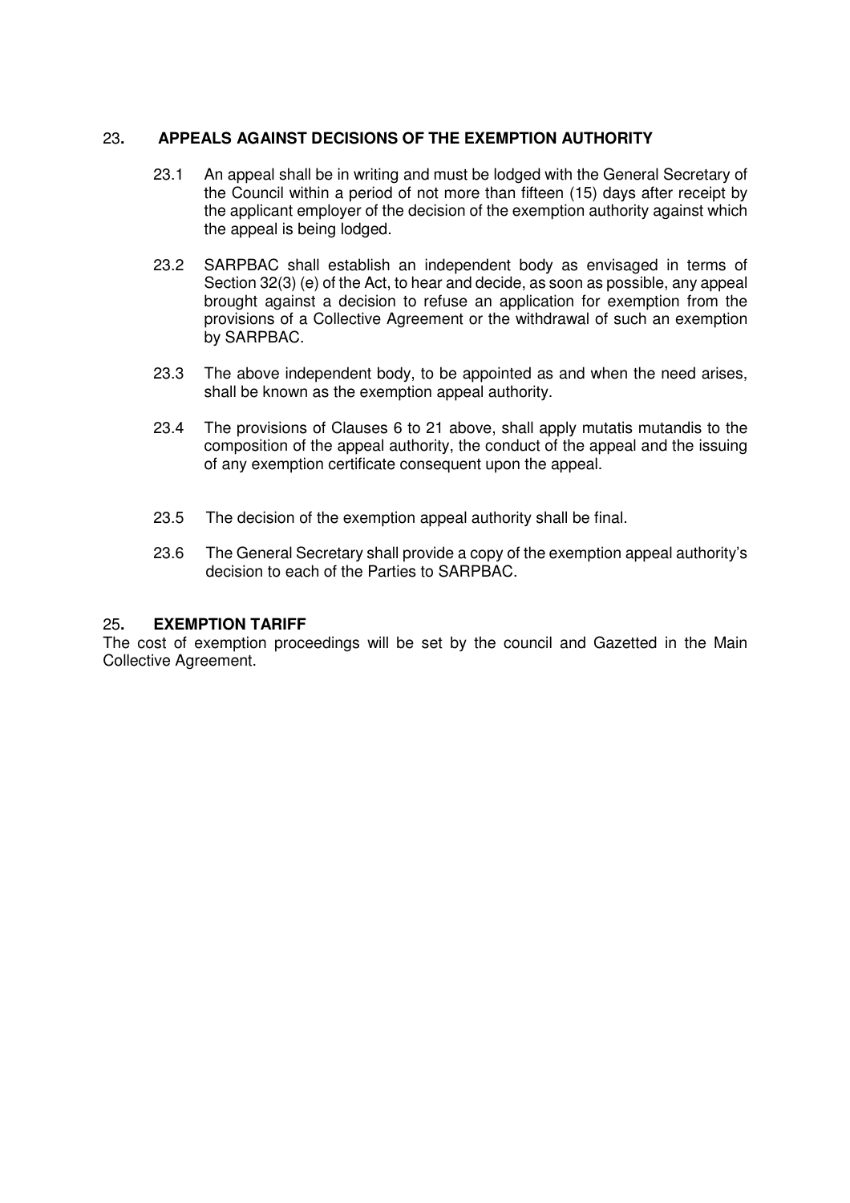## 23. APPEALS AGAINST DECISIONS OF THE EXEMPTION AUTHORITY

23.1 An appeal shall be in writing and must be lodged with the General Secretary of the Council within a period of not more than fifteen (15) days after receipt by the applicant employer of the decision of the exemption authority against which the appeal is being lodged.

23.2 SARPBAC shall establish an independent body as envisaged in terms of Section 32(3) (e) of the Act, to hear and decide, as soon as possible, any appeal brought against a decision to refuse an application for exemption from the provisions of a Collective Agreement or the withdrawal of such an exemption by SARPBAC.

23.3 The above independent body, to be appointed as and when the need arises, shall be known as the exemption appeal authority.

23.4 The provisions of Clauses 6 to 21 above, shall apply mutatis mutandis to the composition of the appeal authority, the conduct of the appeal and the issuing of any exemption certificate consequent upon the appeal.

23.5 The decision of the exemption appeal authority shall be final.

23.6 The General Secretary shall provide a copy of the exemption appeal authority's decision to each of the Parties to SARPBAC.

## 25. EXEMPTION TARIFF

The cost of exemption proceedings will be set by the council and Gazetted in the Main Collective Agreement.